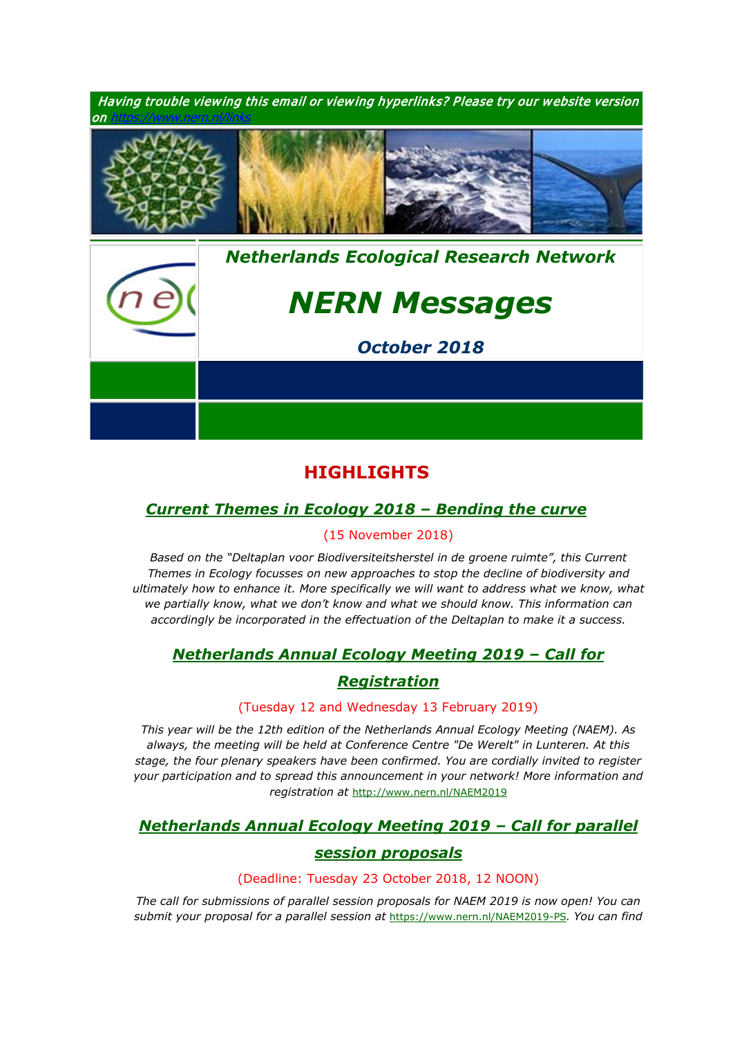*Having trouble viewing this email or viewing hyperlinks? Please try our website version on https://www.nern.nl/links*

***Netherlands Ecological Research Network***

# *NERN Messages*

***October 2018***

## HIGHLIGHTS

### *Current Themes in Ecology 2018 – Bending the curve*

(15 November 2018)

*Based on the "Deltaplan voor Biodiversiteitsherstel in de groene ruimte", this Current Themes in Ecology focusses on new approaches to stop the decline of biodiversity and ultimately how to enhance it. More specifically we will want to address what we know, what we partially know, what we don't know and what we should know. This information can accordingly be incorporated in the effectuation of the Deltaplan to make it a success.*

### *Netherlands Annual Ecology Meeting 2019 – Call for Registration*

(Tuesday 12 and Wednesday 13 February 2019)

*This year will be the 12th edition of the Netherlands Annual Ecology Meeting (NAEM). As always, the meeting will be held at Conference Centre "De Werelt" in Lunteren. At this stage, the four plenary speakers have been confirmed. You are cordially invited to register your participation and to spread this announcement in your network! More information and registration at* http://www.nern.nl/NAEM2019

### *Netherlands Annual Ecology Meeting 2019 – Call for parallel session proposals*

(Deadline: Tuesday 23 October 2018, 12 NOON)

*The call for submissions of parallel session proposals for NAEM 2019 is now open! You can submit your proposal for a parallel session at* https://www.nern.nl/NAEM2019-PS*. You can find*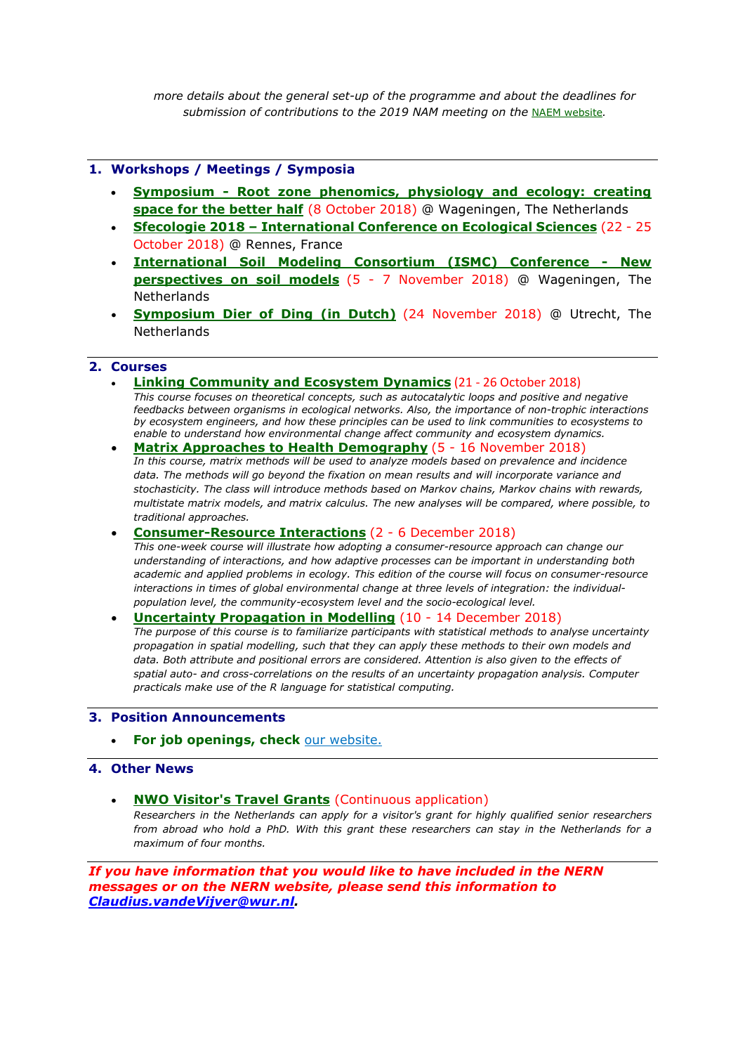*more details about the general set-up of the programme and about the deadlines for submission of contributions to the 2019 NAM meeting on the* NAEM website*.*

---

## 1. Workshops / Meetings / Symposia

- **Symposium - Root zone phenomics, physiology and ecology: creating space for the better half** (8 October 2018) @ Wageningen, The Netherlands
- **Sfecologie 2018 – International Conference on Ecological Sciences** (22 - 25 October 2018) @ Rennes, France
- **International Soil Modeling Consortium (ISMC) Conference - New perspectives on soil models** (5 - 7 November 2018) @ Wageningen, The Netherlands
- **Symposium Dier of Ding (in Dutch)** (24 November 2018) @ Utrecht, The Netherlands

---

## 2. Courses

- **Linking Community and Ecosystem Dynamics** (21 - 26 October 2018)
  *This course focuses on theoretical concepts, such as autocatalytic loops and positive and negative feedbacks between organisms in ecological networks. Also, the importance of non-trophic interactions by ecosystem engineers, and how these principles can be used to link communities to ecosystems to enable to understand how environmental change affect community and ecosystem dynamics.*
- **Matrix Approaches to Health Demography** (5 - 16 November 2018)
  *In this course, matrix methods will be used to analyze models based on prevalence and incidence data. The methods will go beyond the fixation on mean results and will incorporate variance and stochasticity. The class will introduce methods based on Markov chains, Markov chains with rewards, multistate matrix models, and matrix calculus. The new analyses will be compared, where possible, to traditional approaches.*
- **Consumer-Resource Interactions** (2 - 6 December 2018)
  *This one-week course will illustrate how adopting a consumer-resource approach can change our understanding of interactions, and how adaptive processes can be important in understanding both academic and applied problems in ecology. This edition of the course will focus on consumer-resource interactions in times of global environmental change at three levels of integration: the individual-population level, the community-ecosystem level and the socio-ecological level.*
- **Uncertainty Propagation in Modelling** (10 - 14 December 2018)
  *The purpose of this course is to familiarize participants with statistical methods to analyse uncertainty propagation in spatial modelling, such that they can apply these methods to their own models and data. Both attribute and positional errors are considered. Attention is also given to the effects of spatial auto- and cross-correlations on the results of an uncertainty propagation analysis. Computer practicals make use of the R language for statistical computing.*

---

## 3. Position Announcements

- **For job openings, check** our website.

---

## 4. Other News

- **NWO Visitor's Travel Grants** (Continuous application)
  *Researchers in the Netherlands can apply for a visitor's grant for highly qualified senior researchers from abroad who hold a PhD. With this grant these researchers can stay in the Netherlands for a maximum of four months.*

---

***If you have information that you would like to have included in the NERN messages or on the NERN website, please send this information to Claudius.vandeVijver@wur.nl.***